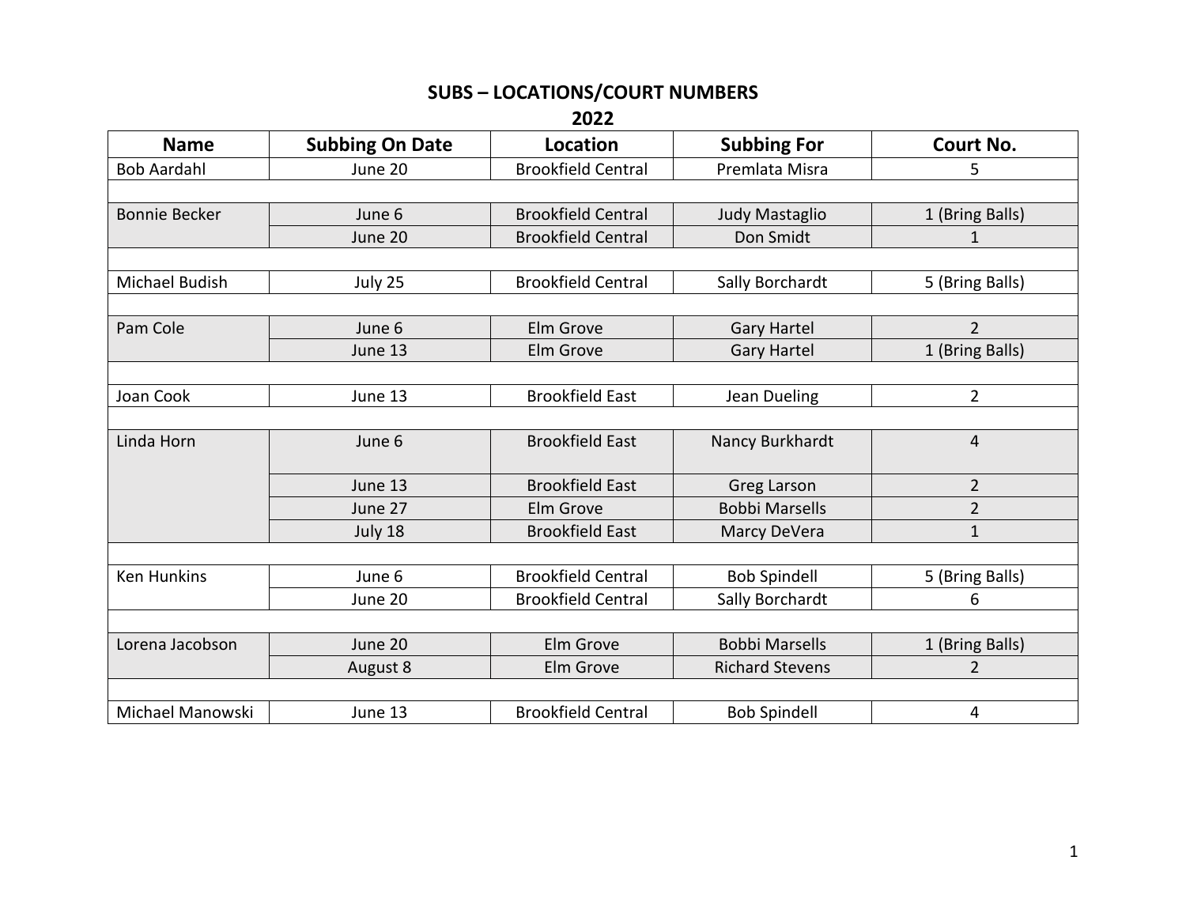# SUBS – LOCATIONS/COURT NUMBERS

## 2022

| Name | Subbing On Date | Location | Subbing For | Court No. |
|---|---|---|---|---|
| Bob Aardahl | June 20 | Brookfield Central | Premlata Misra | 5 |
| | | | | |
| Bonnie Becker | June 6 | Brookfield Central | Judy Mastaglio | 1 (Bring Balls) |
| | June 20 | Brookfield Central | Don Smidt | 1 |
| | | | | |
| Michael Budish | July 25 | Brookfield Central | Sally Borchardt | 5 (Bring Balls) |
| | | | | |
| Pam Cole | June 6 | Elm Grove | Gary Hartel | 2 |
| | June 13 | Elm Grove | Gary Hartel | 1 (Bring Balls) |
| | | | | |
| Joan Cook | June 13 | Brookfield East | Jean Dueling | 2 |
| | | | | |
| Linda Horn | June 6 | Brookfield East | Nancy Burkhardt | 4 |
| | June 13 | Brookfield East | Greg Larson | 2 |
| | June 27 | Elm Grove | Bobbi Marsells | 2 |
| | July 18 | Brookfield East | Marcy DeVera | 1 |
| | | | | |
| Ken Hunkins | June 6 | Brookfield Central | Bob Spindell | 5 (Bring Balls) |
| | June 20 | Brookfield Central | Sally Borchardt | 6 |
| | | | | |
| Lorena Jacobson | June 20 | Elm Grove | Bobbi Marsells | 1 (Bring Balls) |
| | August 8 | Elm Grove | Richard Stevens | 2 |
| | | | | |
| Michael Manowski | June 13 | Brookfield Central | Bob Spindell | 4 |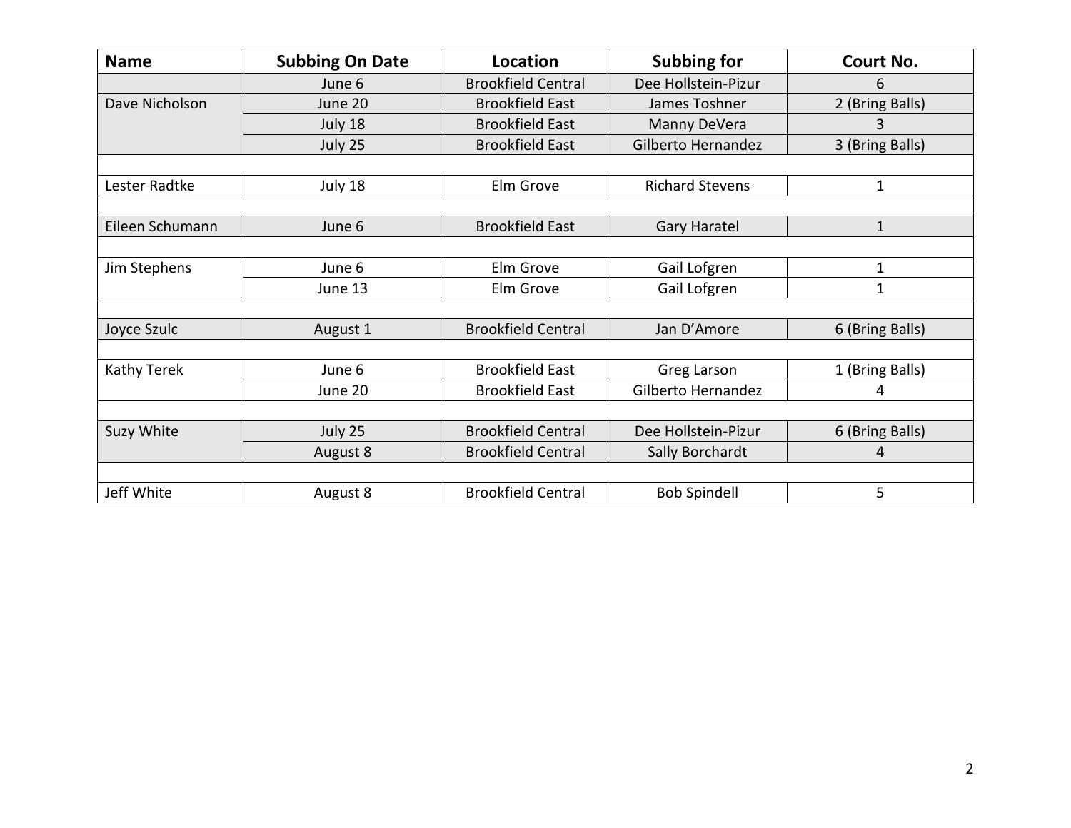| Name | Subbing On Date | Location | Subbing for | Court No. |
|---|---|---|---|---|
| | June 6 | Brookfield Central | Dee Hollstein-Pizur | 6 |
| Dave Nicholson | June 20 | Brookfield East | James Toshner | 2 (Bring Balls) |
| | July 18 | Brookfield East | Manny DeVera | 3 |
| | July 25 | Brookfield East | Gilberto Hernandez | 3 (Bring Balls) |
| | | | | |
| Lester Radtke | July 18 | Elm Grove | Richard Stevens | 1 |
| | | | | |
| Eileen Schumann | June 6 | Brookfield East | Gary Haratel | 1 |
| | | | | |
| Jim Stephens | June 6 | Elm Grove | Gail Lofgren | 1 |
| | June 13 | Elm Grove | Gail Lofgren | 1 |
| | | | | |
| Joyce Szulc | August 1 | Brookfield Central | Jan D'Amore | 6 (Bring Balls) |
| | | | | |
| Kathy Terek | June 6 | Brookfield East | Greg Larson | 1 (Bring Balls) |
| | June 20 | Brookfield East | Gilberto Hernandez | 4 |
| | | | | |
| Suzy White | July 25 | Brookfield Central | Dee Hollstein-Pizur | 6 (Bring Balls) |
| | August 8 | Brookfield Central | Sally Borchardt | 4 |
| | | | | |
| Jeff White | August 8 | Brookfield Central | Bob Spindell | 5 |